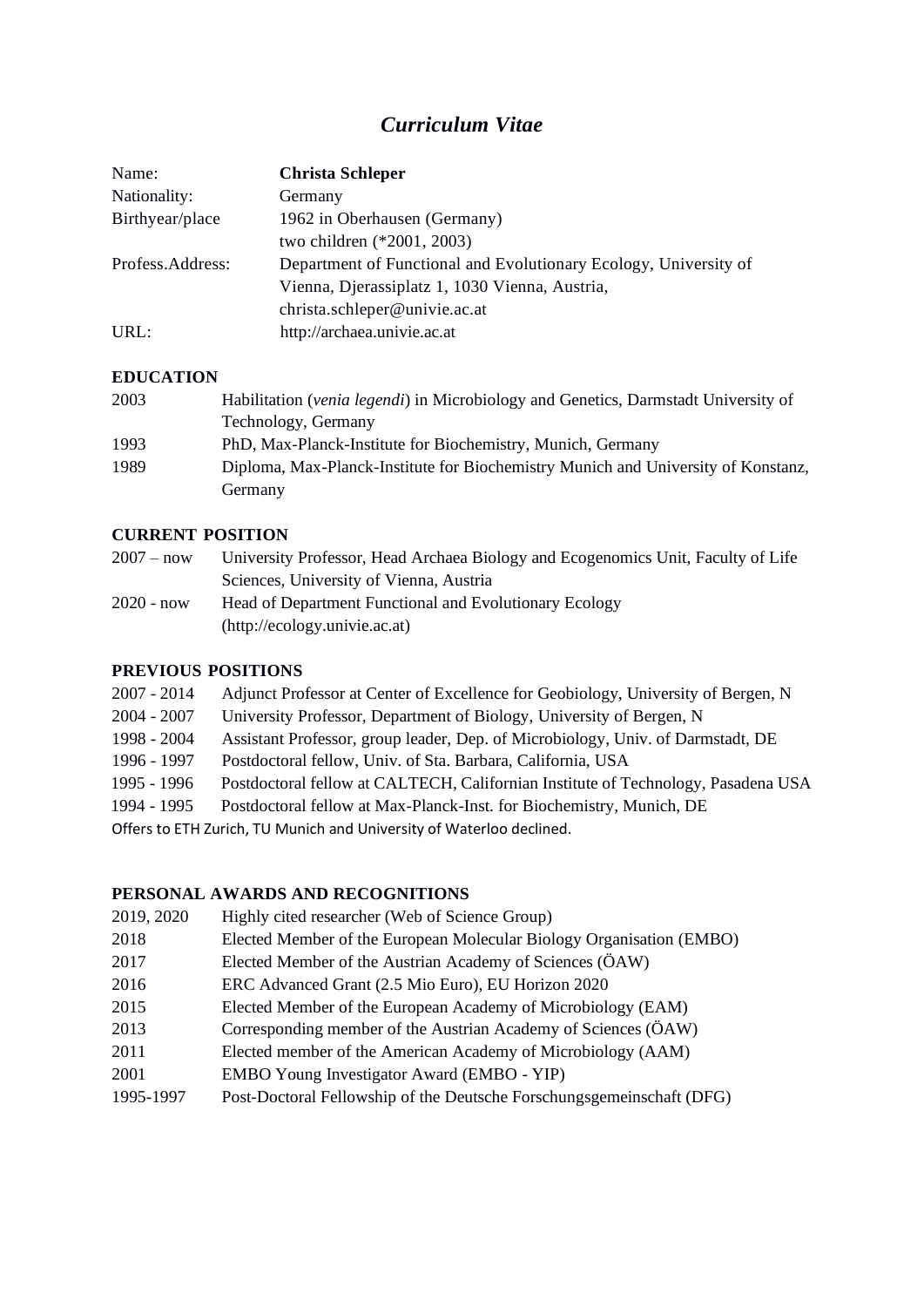# *Curriculum Vitae*

| | |
|---|---|
| Name: | **Christa Schleper** |
| Nationality: | Germany |
| Birthyear/place | 1962 in Oberhausen (Germany)<br>two children (*2001, 2003) |
| Profess.Address: | Department of Functional and Evolutionary Ecology, University of Vienna, Djerassiplatz 1, 1030 Vienna, Austria, christa.schleper@univie.ac.at |
| URL: | http://archaea.univie.ac.at |

## EDUCATION

| | |
|---|---|
| 2003 | Habilitation (*venia legendi*) in Microbiology and Genetics, Darmstadt University of Technology, Germany |
| 1993 | PhD, Max-Planck-Institute for Biochemistry, Munich, Germany |
| 1989 | Diploma, Max-Planck-Institute for Biochemistry Munich and University of Konstanz, Germany |

## CURRENT POSITION

| | |
|---|---|
| 2007 – now | University Professor, Head Archaea Biology and Ecogenomics Unit, Faculty of Life Sciences, University of Vienna, Austria |
| 2020 - now | Head of Department Functional and Evolutionary Ecology (http://ecology.univie.ac.at) |

## PREVIOUS POSITIONS

| | |
|---|---|
| 2007 - 2014 | Adjunct Professor at Center of Excellence for Geobiology, University of Bergen, N |
| 2004 - 2007 | University Professor, Department of Biology, University of Bergen, N |
| 1998 - 2004 | Assistant Professor, group leader, Dep. of Microbiology, Univ. of Darmstadt, DE |
| 1996 - 1997 | Postdoctoral fellow, Univ. of Sta. Barbara, California, USA |
| 1995 - 1996 | Postdoctoral fellow at CALTECH, Californian Institute of Technology, Pasadena USA |
| 1994 - 1995 | Postdoctoral fellow at Max-Planck-Inst. for Biochemistry, Munich, DE |

Offers to ETH Zurich, TU Munich and University of Waterloo declined.

## PERSONAL AWARDS AND RECOGNITIONS

| | |
|---|---|
| 2019, 2020 | Highly cited researcher (Web of Science Group) |
| 2018 | Elected Member of the European Molecular Biology Organisation (EMBO) |
| 2017 | Elected Member of the Austrian Academy of Sciences (ÖAW) |
| 2016 | ERC Advanced Grant (2.5 Mio Euro), EU Horizon 2020 |
| 2015 | Elected Member of the European Academy of Microbiology (EAM) |
| 2013 | Corresponding member of the Austrian Academy of Sciences (ÖAW) |
| 2011 | Elected member of the American Academy of Microbiology (AAM) |
| 2001 | EMBO Young Investigator Award (EMBO - YIP) |
| 1995-1997 | Post-Doctoral Fellowship of the Deutsche Forschungsgemeinschaft (DFG) |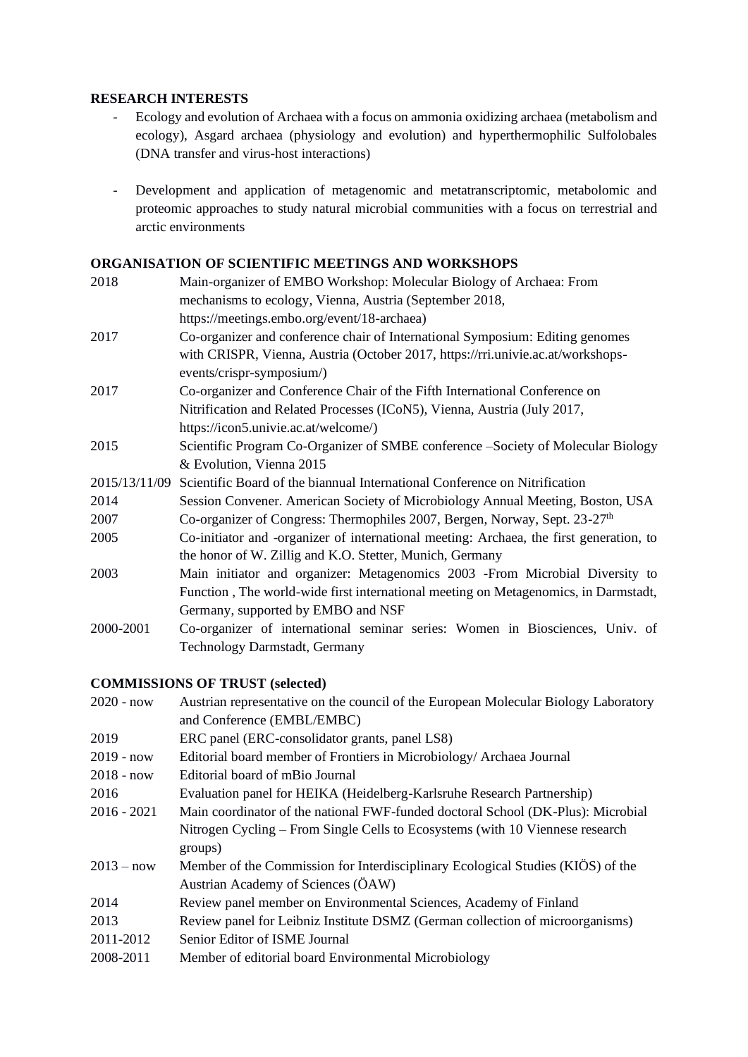## RESEARCH INTERESTS

- Ecology and evolution of Archaea with a focus on ammonia oxidizing archaea (metabolism and ecology), Asgard archaea (physiology and evolution) and hyperthermophilic Sulfolobales (DNA transfer and virus-host interactions)
- Development and application of metagenomic and metatranscriptomic, metabolomic and proteomic approaches to study natural microbial communities with a focus on terrestrial and arctic environments

## ORGANISATION OF SCIENTIFIC MEETINGS AND WORKSHOPS

| | |
|---|---|
| 2018 | Main-organizer of EMBO Workshop: Molecular Biology of Archaea: From mechanisms to ecology, Vienna, Austria (September 2018, https://meetings.embo.org/event/18-archaea) |
| 2017 | Co-organizer and conference chair of International Symposium: Editing genomes with CRISPR, Vienna, Austria (October 2017, https://rri.univie.ac.at/workshops-events/crispr-symposium/) |
| 2017 | Co-organizer and Conference Chair of the Fifth International Conference on Nitrification and Related Processes (ICoN5), Vienna, Austria (July 2017, https://icon5.univie.ac.at/welcome/) |
| 2015 | Scientific Program Co-Organizer of SMBE conference –Society of Molecular Biology & Evolution, Vienna 2015 |
| 2015/13/11/09 | Scientific Board of the biannual International Conference on Nitrification |
| 2014 | Session Convener. American Society of Microbiology Annual Meeting, Boston, USA |
| 2007 | Co-organizer of Congress: Thermophiles 2007, Bergen, Norway, Sept. 23-27th |
| 2005 | Co-initiator and -organizer of international meeting: Archaea, the first generation, to the honor of W. Zillig and K.O. Stetter, Munich, Germany |
| 2003 | Main initiator and organizer: Metagenomics 2003 -From Microbial Diversity to Function , The world-wide first international meeting on Metagenomics, in Darmstadt, Germany, supported by EMBO and NSF |
| 2000-2001 | Co-organizer of international seminar series: Women in Biosciences, Univ. of Technology Darmstadt, Germany |

## COMMISSIONS OF TRUST (selected)

| | |
|---|---|
| 2020 - now | Austrian representative on the council of the European Molecular Biology Laboratory and Conference (EMBL/EMBC) |
| 2019 | ERC panel (ERC-consolidator grants, panel LS8) |
| 2019 - now | Editorial board member of Frontiers in Microbiology/ Archaea Journal |
| 2018 - now | Editorial board of mBio Journal |
| 2016 | Evaluation panel for HEIKA (Heidelberg-Karlsruhe Research Partnership) |
| 2016 - 2021 | Main coordinator of the national FWF-funded doctoral School (DK-Plus): Microbial Nitrogen Cycling – From Single Cells to Ecosystems (with 10 Viennese research groups) |
| 2013 – now | Member of the Commission for Interdisciplinary Ecological Studies (KIÖS) of the Austrian Academy of Sciences (ÖAW) |
| 2014 | Review panel member on Environmental Sciences, Academy of Finland |
| 2013 | Review panel for Leibniz Institute DSMZ (German collection of microorganisms) |
| 2011-2012 | Senior Editor of ISME Journal |
| 2008-2011 | Member of editorial board Environmental Microbiology |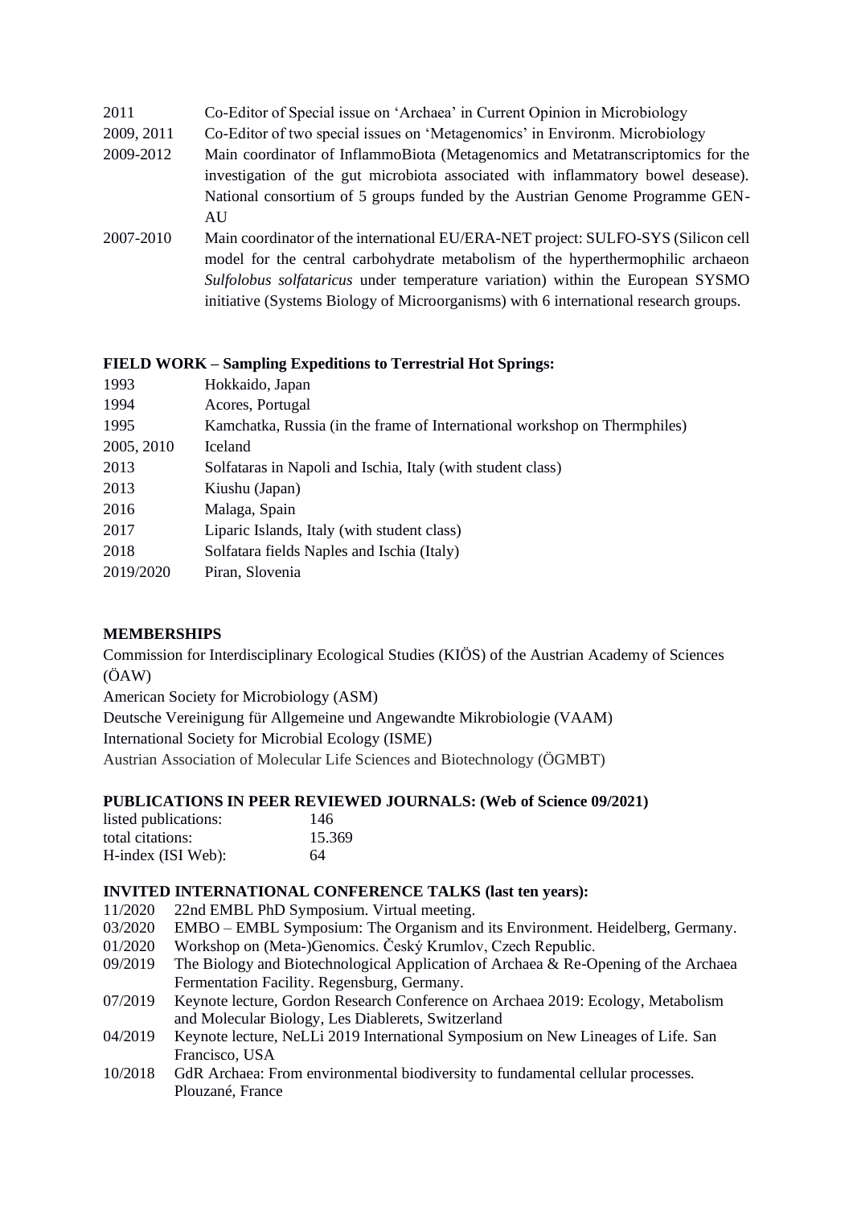| | |
|---|---|
| 2011 | Co-Editor of Special issue on 'Archaea' in Current Opinion in Microbiology |
| 2009, 2011 | Co-Editor of two special issues on 'Metagenomics' in Environm. Microbiology |
| 2009-2012 | Main coordinator of InflammoBiota (Metagenomics and Metatranscriptomics for the investigation of the gut microbiota associated with inflammatory bowel desease). National consortium of 5 groups funded by the Austrian Genome Programme GEN-AU |
| 2007-2010 | Main coordinator of the international EU/ERA-NET project: SULFO-SYS (Silicon cell model for the central carbohydrate metabolism of the hyperthermophilic archaeon *Sulfolobus solfataricus* under temperature variation) within the European SYSMO initiative (Systems Biology of Microorganisms) with 6 international research groups. |

**FIELD WORK – Sampling Expeditions to Terrestrial Hot Springs:**

| | |
|---|---|
| 1993 | Hokkaido, Japan |
| 1994 | Acores, Portugal |
| 1995 | Kamchatka, Russia (in the frame of International workshop on Thermphiles) |
| 2005, 2010 | Iceland |
| 2013 | Solfataras in Napoli and Ischia, Italy (with student class) |
| 2013 | Kiushu (Japan) |
| 2016 | Malaga, Spain |
| 2017 | Liparic Islands, Italy (with student class) |
| 2018 | Solfatara fields Naples and Ischia (Italy) |
| 2019/2020 | Piran, Slovenia |

**MEMBERSHIPS**

Commission for Interdisciplinary Ecological Studies (KIÖS) of the Austrian Academy of Sciences (ÖAW)

American Society for Microbiology (ASM)

Deutsche Vereinigung für Allgemeine und Angewandte Mikrobiologie (VAAM)

International Society for Microbial Ecology (ISME)

Austrian Association of Molecular Life Sciences and Biotechnology (ÖGMBT)

**PUBLICATIONS IN PEER REVIEWED JOURNALS: (Web of Science 09/2021)**

| | |
|---|---|
| listed publications: | 146 |
| total citations: | 15.369 |
| H-index (ISI Web): | 64 |

**INVITED INTERNATIONAL CONFERENCE TALKS (last ten years):**

| | |
|---|---|
| 11/2020 | 22nd EMBL PhD Symposium. Virtual meeting. |
| 03/2020 | EMBO – EMBL Symposium: The Organism and its Environment. Heidelberg, Germany. |
| 01/2020 | Workshop on (Meta-)Genomics. Český Krumlov, Czech Republic. |
| 09/2019 | The Biology and Biotechnological Application of Archaea & Re-Opening of the Archaea Fermentation Facility. Regensburg, Germany. |
| 07/2019 | Keynote lecture, Gordon Research Conference on Archaea 2019: Ecology, Metabolism and Molecular Biology, Les Diablerets, Switzerland |
| 04/2019 | Keynote lecture, NeLLi 2019 International Symposium on New Lineages of Life. San Francisco, USA |
| 10/2018 | GdR Archaea: From environmental biodiversity to fundamental cellular processes. Plouzané, France |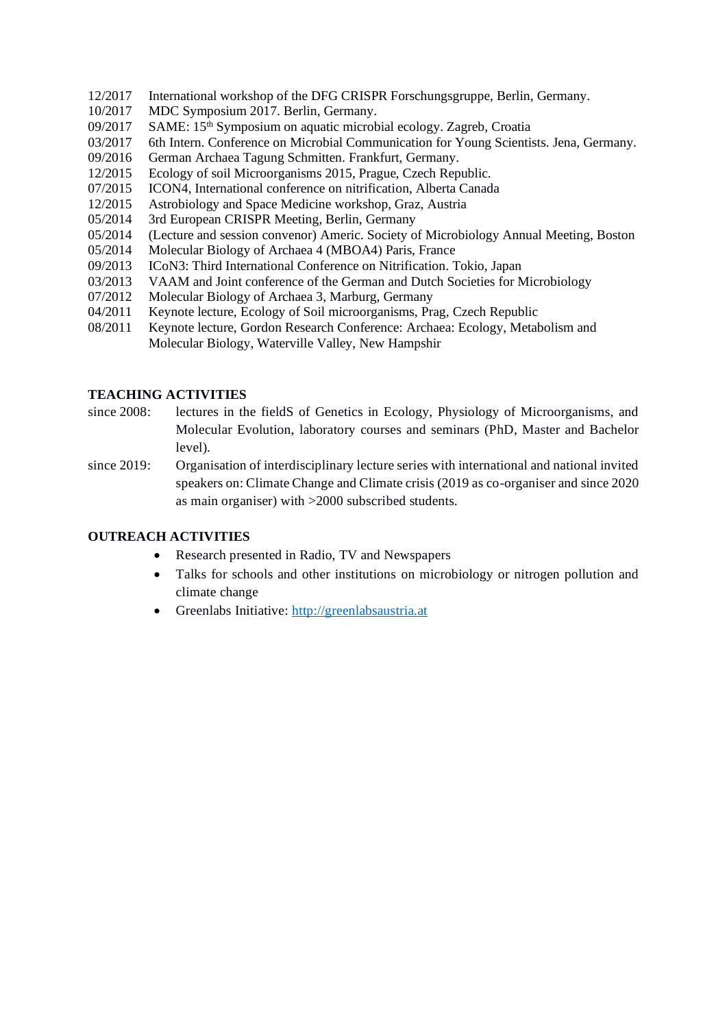12/2017 International workshop of the DFG CRISPR Forschungsgruppe, Berlin, Germany.
10/2017 MDC Symposium 2017. Berlin, Germany.
09/2017 SAME: 15th Symposium on aquatic microbial ecology. Zagreb, Croatia
03/2017 6th Intern. Conference on Microbial Communication for Young Scientists. Jena, Germany.
09/2016 German Archaea Tagung Schmitten. Frankfurt, Germany.
12/2015 Ecology of soil Microorganisms 2015, Prague, Czech Republic.
07/2015 ICON4, International conference on nitrification, Alberta Canada
12/2015 Astrobiology and Space Medicine workshop, Graz, Austria
05/2014 3rd European CRISPR Meeting, Berlin, Germany
05/2014 (Lecture and session convenor) Americ. Society of Microbiology Annual Meeting, Boston
05/2014 Molecular Biology of Archaea 4 (MBOA4) Paris, France
09/2013 ICoN3: Third International Conference on Nitrification. Tokio, Japan
03/2013 VAAM and Joint conference of the German and Dutch Societies for Microbiology
07/2012 Molecular Biology of Archaea 3, Marburg, Germany
04/2011 Keynote lecture, Ecology of Soil microorganisms, Prag, Czech Republic
08/2011 Keynote lecture, Gordon Research Conference: Archaea: Ecology, Metabolism and Molecular Biology, Waterville Valley, New Hampshir

**TEACHING ACTIVITIES**

since 2008: lectures in the fieldS of Genetics in Ecology, Physiology of Microorganisms, and Molecular Evolution, laboratory courses and seminars (PhD, Master and Bachelor level).

since 2019: Organisation of interdisciplinary lecture series with international and national invited speakers on: Climate Change and Climate crisis (2019 as co-organiser and since 2020 as main organiser) with >2000 subscribed students.

**OUTREACH ACTIVITIES**

- Research presented in Radio, TV and Newspapers
- Talks for schools and other institutions on microbiology or nitrogen pollution and climate change
- Greenlabs Initiative: http://greenlabsaustria.at